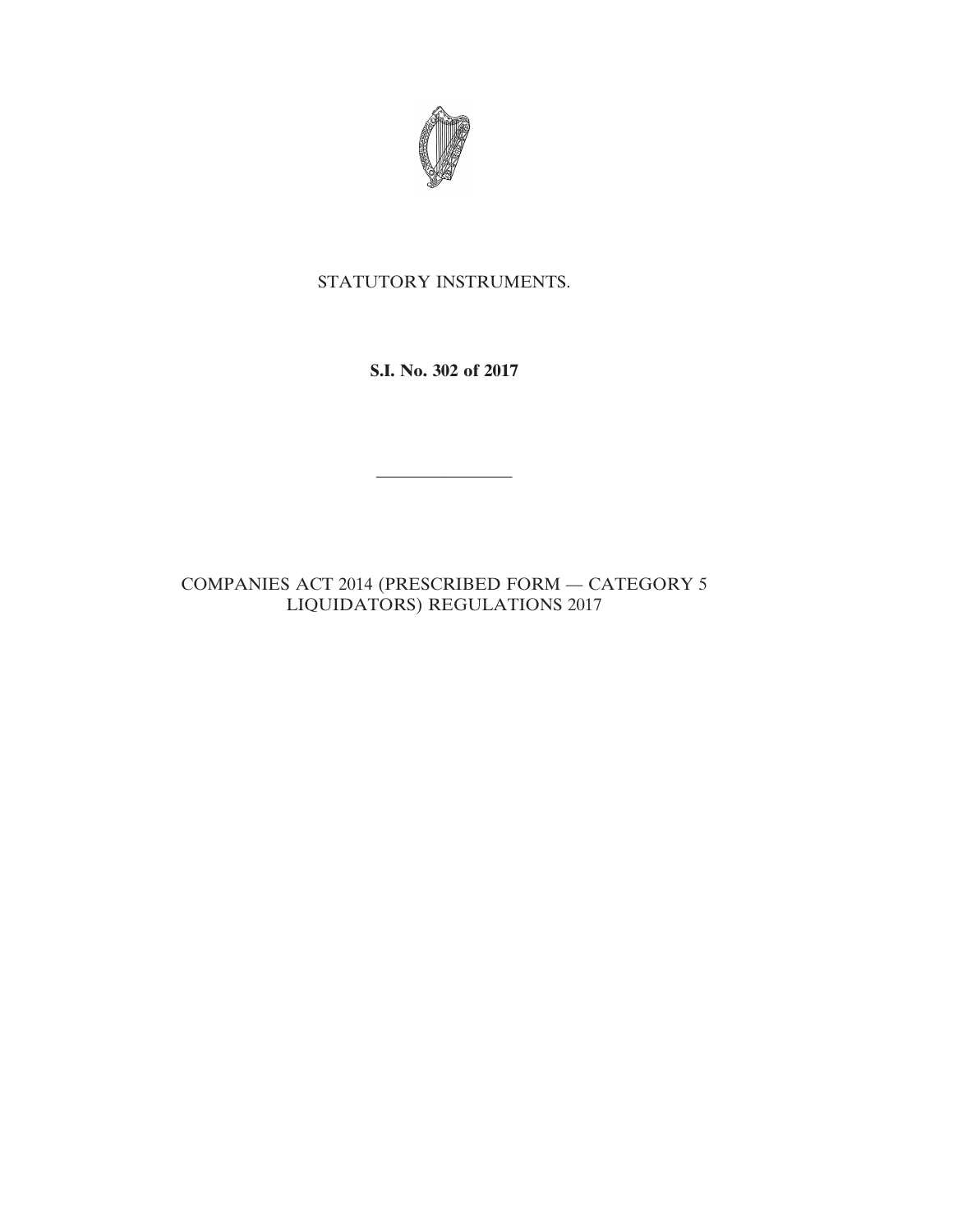STATUTORY INSTRUMENTS.

**S.I. No. 302 of 2017**

---

COMPANIES ACT 2014 (PRESCRIBED FORM — CATEGORY 5 LIQUIDATORS) REGULATIONS 2017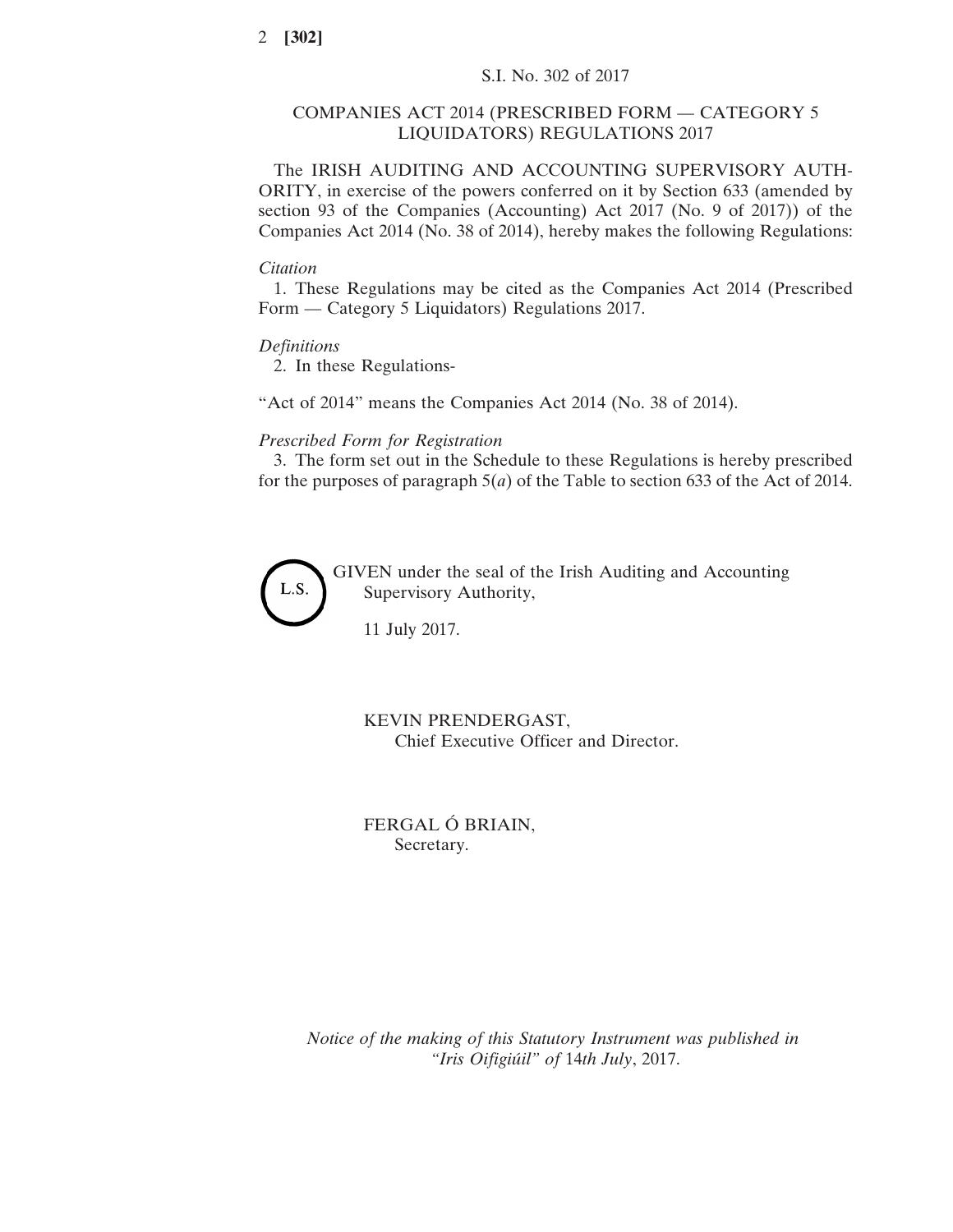S.I. No. 302 of 2017

# COMPANIES ACT 2014 (PRESCRIBED FORM — CATEGORY 5 LIQUIDATORS) REGULATIONS 2017

The IRISH AUDITING AND ACCOUNTING SUPERVISORY AUTHORITY, in exercise of the powers conferred on it by Section 633 (amended by section 93 of the Companies (Accounting) Act 2017 (No. 9 of 2017)) of the Companies Act 2014 (No. 38 of 2014), hereby makes the following Regulations:

*Citation*

1. These Regulations may be cited as the Companies Act 2014 (Prescribed Form — Category 5 Liquidators) Regulations 2017.

*Definitions*

2. In these Regulations-

"Act of 2014" means the Companies Act 2014 (No. 38 of 2014).

*Prescribed Form for Registration*

3. The form set out in the Schedule to these Regulations is hereby prescribed for the purposes of paragraph 5(*a*) of the Table to section 633 of the Act of 2014.

L.S.

GIVEN under the seal of the Irish Auditing and Accounting Supervisory Authority,

11 July 2017.

KEVIN PRENDERGAST,
Chief Executive Officer and Director.

FERGAL Ó BRIAIN,
Secretary.

*Notice of the making of this Statutory Instrument was published in "Iris Oifigiúil" of 14th July*, 2017.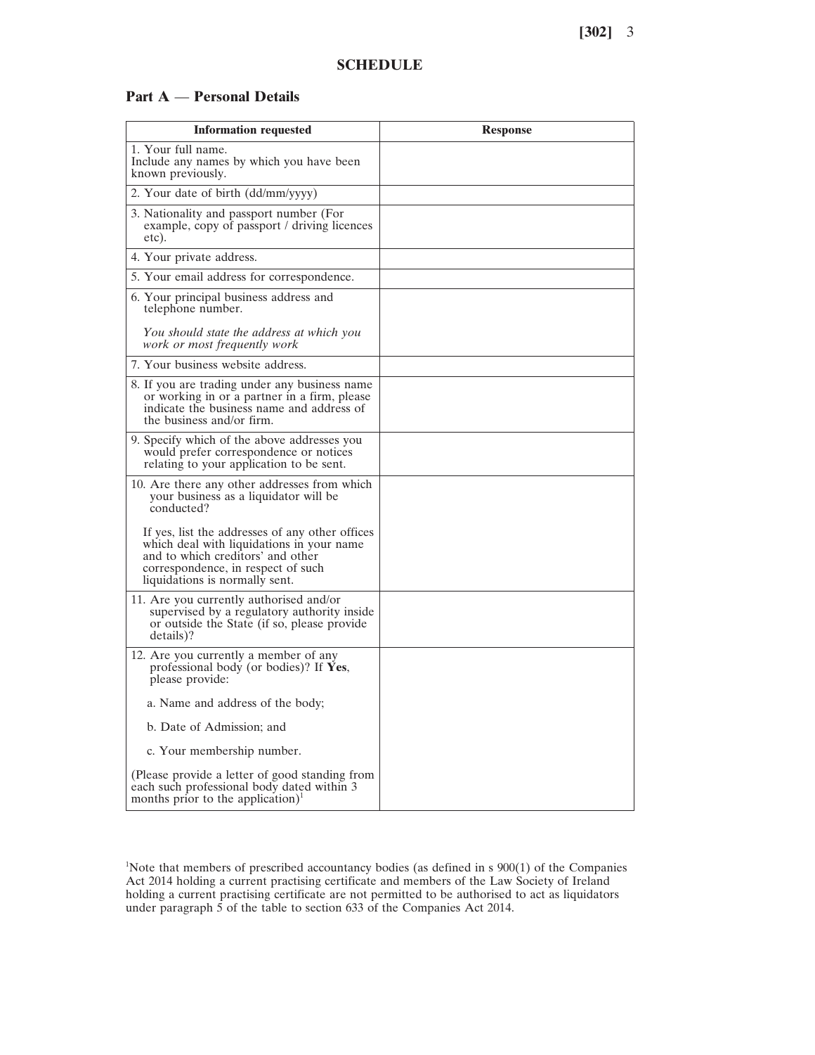## SCHEDULE

### Part A — Personal Details

| Information requested | Response |
|---|---|
| 1. Your full name.<br>Include any names by which you have been known previously. | |
| 2. Your date of birth (dd/mm/yyyy) | |
| 3. Nationality and passport number (For example, copy of passport / driving licences etc). | |
| 4. Your private address. | |
| 5. Your email address for correspondence. | |
| 6. Your principal business address and telephone number.<br><br>*You should state the address at which you work or most frequently work* | |
| 7. Your business website address. | |
| 8. If you are trading under any business name or working in or a partner in a firm, please indicate the business name and address of the business and/or firm. | |
| 9. Specify which of the above addresses you would prefer correspondence or notices relating to your application to be sent. | |
| 10. Are there any other addresses from which your business as a liquidator will be conducted?<br><br>If yes, list the addresses of any other offices which deal with liquidations in your name and to which creditors' and other correspondence, in respect of such liquidations is normally sent. | |
| 11. Are you currently authorised and/or supervised by a regulatory authority inside or outside the State (if so, please provide details)? | |
| 12. Are you currently a member of any professional body (or bodies)? If **Yes**, please provide:<br><br>a. Name and address of the body;<br><br>b. Date of Admission; and<br><br>c. Your membership number.<br><br>(Please provide a letter of good standing from each such professional body dated within 3 months prior to the application)[1] | |

[1]Note that members of prescribed accountancy bodies (as defined in s 900(1) of the Companies Act 2014 holding a current practising certificate and members of the Law Society of Ireland holding a current practising certificate are not permitted to be authorised to act as liquidators under paragraph 5 of the table to section 633 of the Companies Act 2014.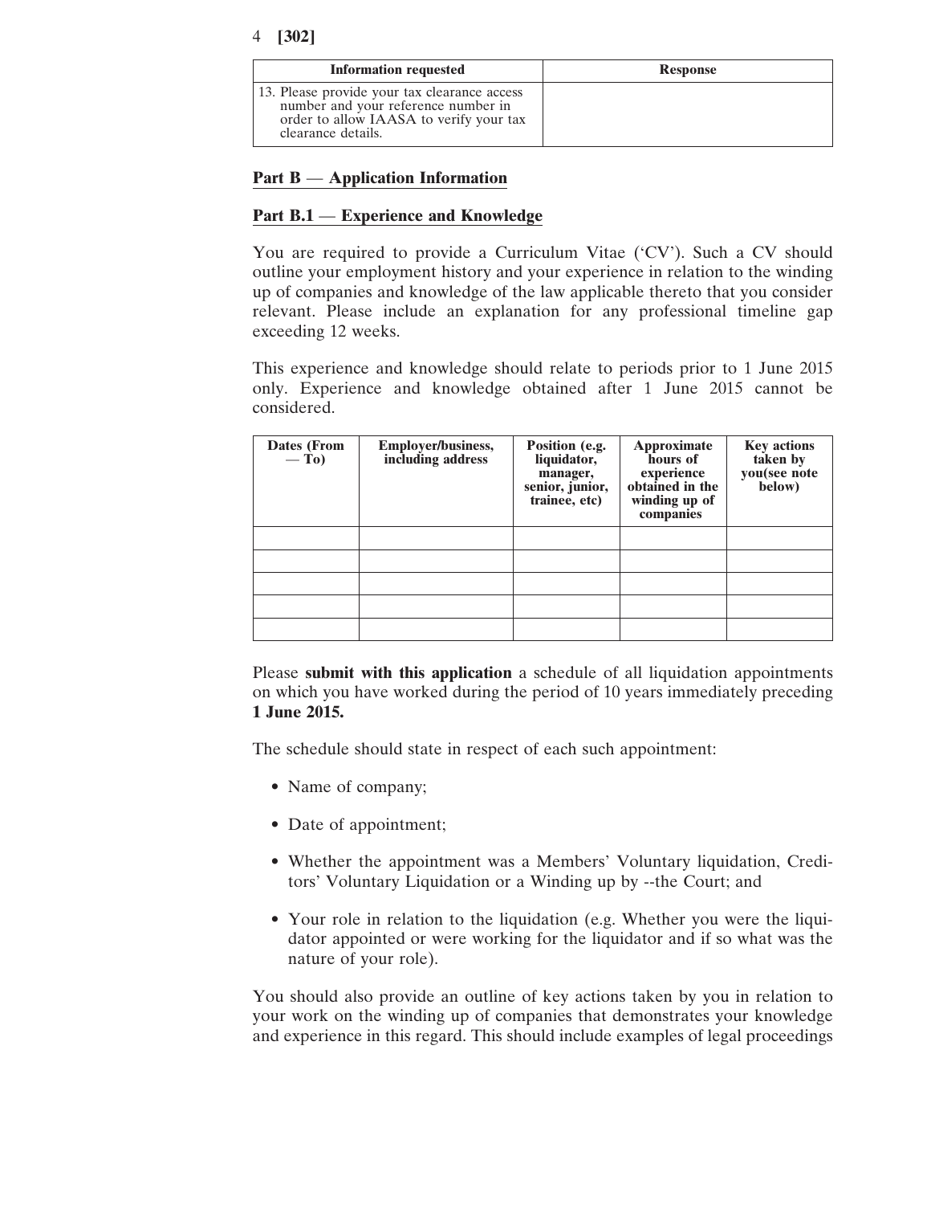| Information requested | Response |
| --- | --- |
| 13. Please provide your tax clearance access number and your reference number in order to allow IAASA to verify your tax clearance details. | |

## Part B — Application Information

### Part B.1 — Experience and Knowledge

You are required to provide a Curriculum Vitae ('CV'). Such a CV should outline your employment history and your experience in relation to the winding up of companies and knowledge of the law applicable thereto that you consider relevant. Please include an explanation for any professional timeline gap exceeding 12 weeks.

This experience and knowledge should relate to periods prior to 1 June 2015 only. Experience and knowledge obtained after 1 June 2015 cannot be considered.

| Dates (From — To) | Employer/business, including address | Position (e.g. liquidator, manager, senior, junior, trainee, etc) | Approximate hours of experience obtained in the winding up of companies | Key actions taken by you(see note below) |
| --- | --- | --- | --- | --- |
| | | | | |
| | | | | |
| | | | | |
| | | | | |
| | | | | |

Please **submit with this application** a schedule of all liquidation appointments on which you have worked during the period of 10 years immediately preceding **1 June 2015.**

The schedule should state in respect of each such appointment:

- Name of company;
- Date of appointment;
- Whether the appointment was a Members' Voluntary liquidation, Creditors' Voluntary Liquidation or a Winding up by --the Court; and
- Your role in relation to the liquidation (e.g. Whether you were the liquidator appointed or were working for the liquidator and if so what was the nature of your role).

You should also provide an outline of key actions taken by you in relation to your work on the winding up of companies that demonstrates your knowledge and experience in this regard. This should include examples of legal proceedings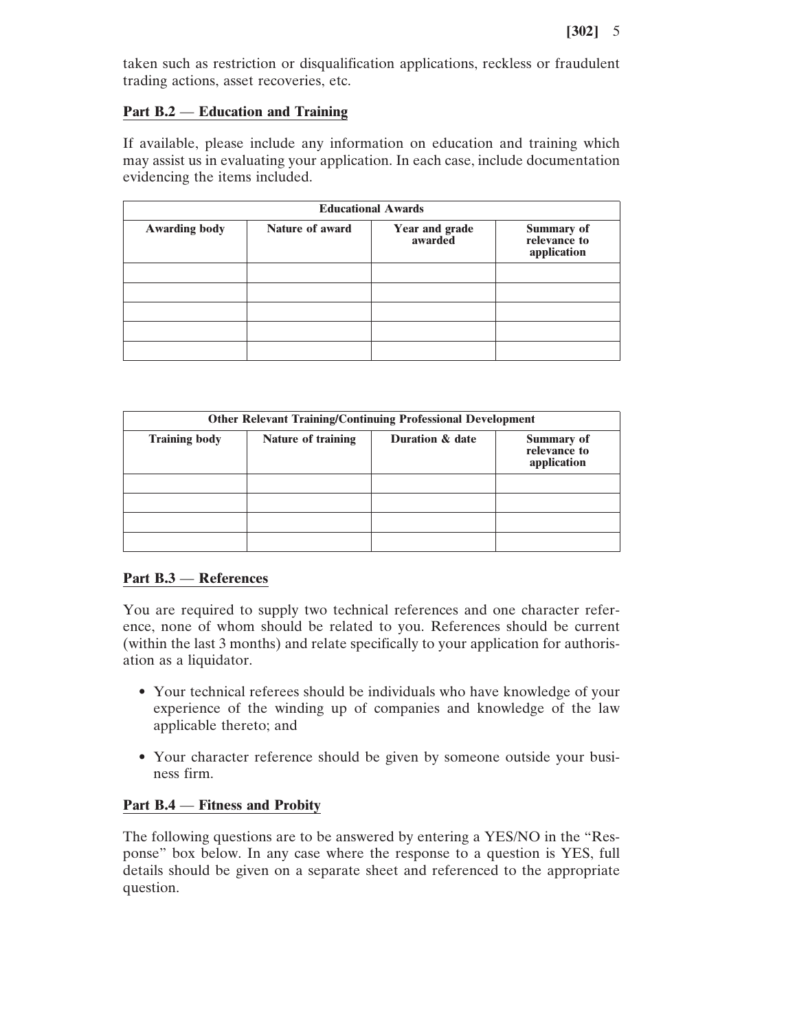taken such as restriction or disqualification applications, reckless or fraudulent trading actions, asset recoveries, etc.

## Part B.2 — Education and Training

If available, please include any information on education and training which may assist us in evaluating your application. In each case, include documentation evidencing the items included.

| **Educational Awards** | | | |
|---|---|---|---|
| **Awarding body** | **Nature of award** | **Year and grade awarded** | **Summary of relevance to application** |
| | | | |
| | | | |
| | | | |
| | | | |
| | | | |

| **Other Relevant Training/Continuing Professional Development** | | | |
|---|---|---|---|
| **Training body** | **Nature of training** | **Duration & date** | **Summary of relevance to application** |
| | | | |
| | | | |
| | | | |
| | | | |

## Part B.3 — References

You are required to supply two technical references and one character reference, none of whom should be related to you. References should be current (within the last 3 months) and relate specifically to your application for authorisation as a liquidator.

- Your technical referees should be individuals who have knowledge of your experience of the winding up of companies and knowledge of the law applicable thereto; and
- Your character reference should be given by someone outside your business firm.

## Part B.4 — Fitness and Probity

The following questions are to be answered by entering a YES/NO in the "Response" box below. In any case where the response to a question is YES, full details should be given on a separate sheet and referenced to the appropriate question.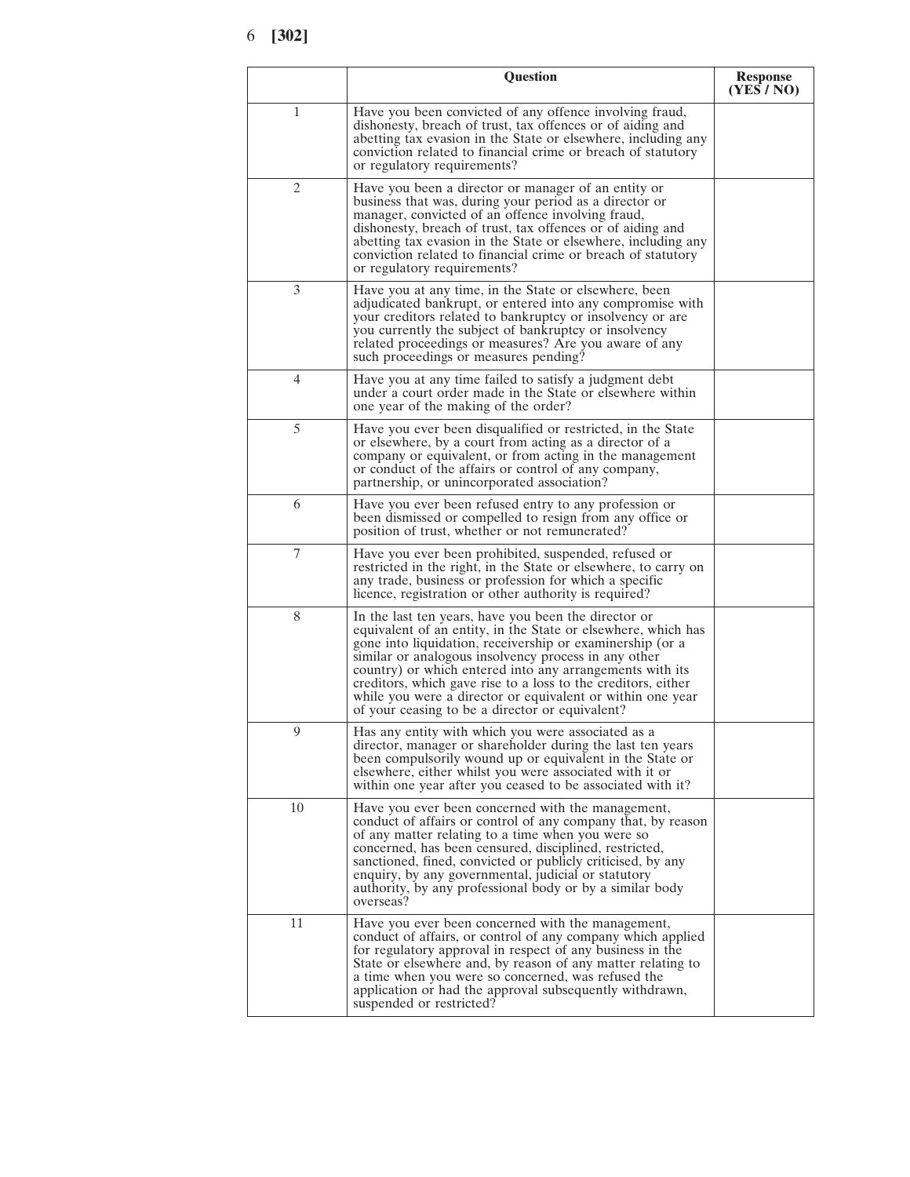| | Question | Response (YES / NO) |
|---|---|---|
| 1 | Have you been convicted of any offence involving fraud, dishonesty, breach of trust, tax offences or of aiding and abetting tax evasion in the State or elsewhere, including any conviction related to financial crime or breach of statutory or regulatory requirements? | |
| 2 | Have you been a director or manager of an entity or business that was, during your period as a director or manager, convicted of an offence involving fraud, dishonesty, breach of trust, tax offences or of aiding and abetting tax evasion in the State or elsewhere, including any conviction related to financial crime or breach of statutory or regulatory requirements? | |
| 3 | Have you at any time, in the State or elsewhere, been adjudicated bankrupt, or entered into any compromise with your creditors related to bankruptcy or insolvency or are you currently the subject of bankruptcy or insolvency related proceedings or measures? Are you aware of any such proceedings or measures pending? | |
| 4 | Have you at any time failed to satisfy a judgment debt under a court order made in the State or elsewhere within one year of the making of the order? | |
| 5 | Have you ever been disqualified or restricted, in the State or elsewhere, by a court from acting as a director of a company or equivalent, or from acting in the management or conduct of the affairs or control of any company, partnership, or unincorporated association? | |
| 6 | Have you ever been refused entry to any profession or been dismissed or compelled to resign from any office or position of trust, whether or not remunerated? | |
| 7 | Have you ever been prohibited, suspended, refused or restricted in the right, in the State or elsewhere, to carry on any trade, business or profession for which a specific licence, registration or other authority is required? | |
| 8 | In the last ten years, have you been the director or equivalent of an entity, in the State or elsewhere, which has gone into liquidation, receivership or examinership (or a similar or analogous insolvency process in any other country) or which entered into any arrangements with its creditors, which gave rise to a loss to the creditors, either while you were a director or equivalent or within one year of your ceasing to be a director or equivalent? | |
| 9 | Has any entity with which you were associated as a director, manager or shareholder during the last ten years been compulsorily wound up or equivalent in the State or elsewhere, either whilst you were associated with it or within one year after you ceased to be associated with it? | |
| 10 | Have you ever been concerned with the management, conduct of affairs or control of any company that, by reason of any matter relating to a time when you were so concerned, has been censured, disciplined, restricted, sanctioned, fined, convicted or publicly criticised, by any enquiry, by any governmental, judicial or statutory authority, by any professional body or by a similar body overseas? | |
| 11 | Have you ever been concerned with the management, conduct of affairs, or control of any company which applied for regulatory approval in respect of any business in the State or elsewhere and, by reason of any matter relating to a time when you were so concerned, was refused the application or had the approval subsequently withdrawn, suspended or restricted? | |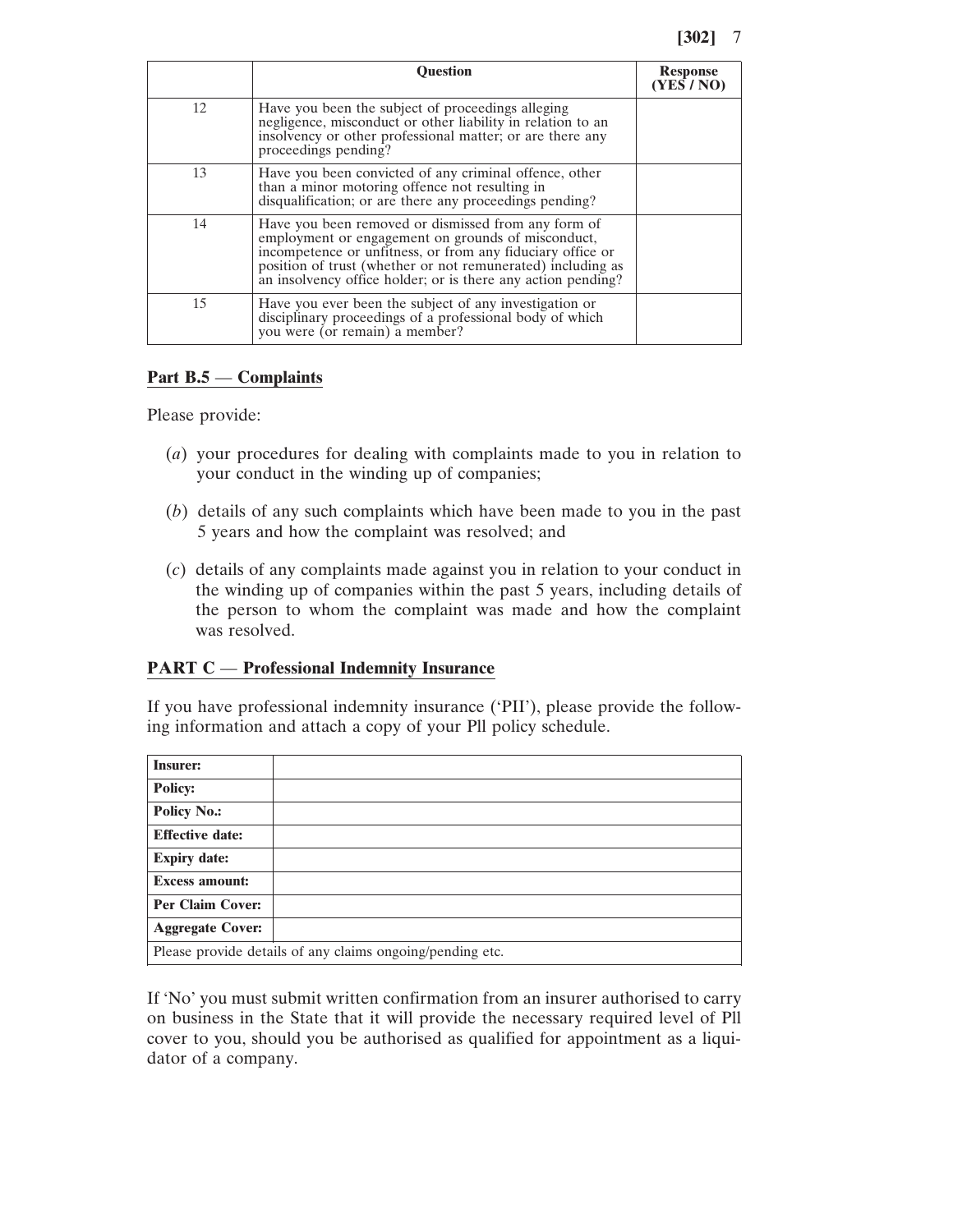| | Question | Response (YES / NO) |
|---|---|---|
| 12 | Have you been the subject of proceedings alleging negligence, misconduct or other liability in relation to an insolvency or other professional matter; or are there any proceedings pending? | |
| 13 | Have you been convicted of any criminal offence, other than a minor motoring offence not resulting in disqualification; or are there any proceedings pending? | |
| 14 | Have you been removed or dismissed from any form of employment or engagement on grounds of misconduct, incompetence or unfitness, or from any fiduciary office or position of trust (whether or not remunerated) including as an insolvency office holder; or is there any action pending? | |
| 15 | Have you ever been the subject of any investigation or disciplinary proceedings of a professional body of which you were (or remain) a member? | |

**Part B.5 — Complaints**

Please provide:

(*a*) your procedures for dealing with complaints made to you in relation to your conduct in the winding up of companies;

(*b*) details of any such complaints which have been made to you in the past 5 years and how the complaint was resolved; and

(*c*) details of any complaints made against you in relation to your conduct in the winding up of companies within the past 5 years, including details of the person to whom the complaint was made and how the complaint was resolved.

**PART C — Professional Indemnity Insurance**

If you have professional indemnity insurance ('PII'), please provide the following information and attach a copy of your Pll policy schedule.

| | |
|---|---|
| **Insurer:** | |
| **Policy:** | |
| **Policy No.:** | |
| **Effective date:** | |
| **Expiry date:** | |
| **Excess amount:** | |
| **Per Claim Cover:** | |
| **Aggregate Cover:** | |
| Please provide details of any claims ongoing/pending etc. | |

If 'No' you must submit written confirmation from an insurer authorised to carry on business in the State that it will provide the necessary required level of Pll cover to you, should you be authorised as qualified for appointment as a liquidator of a company.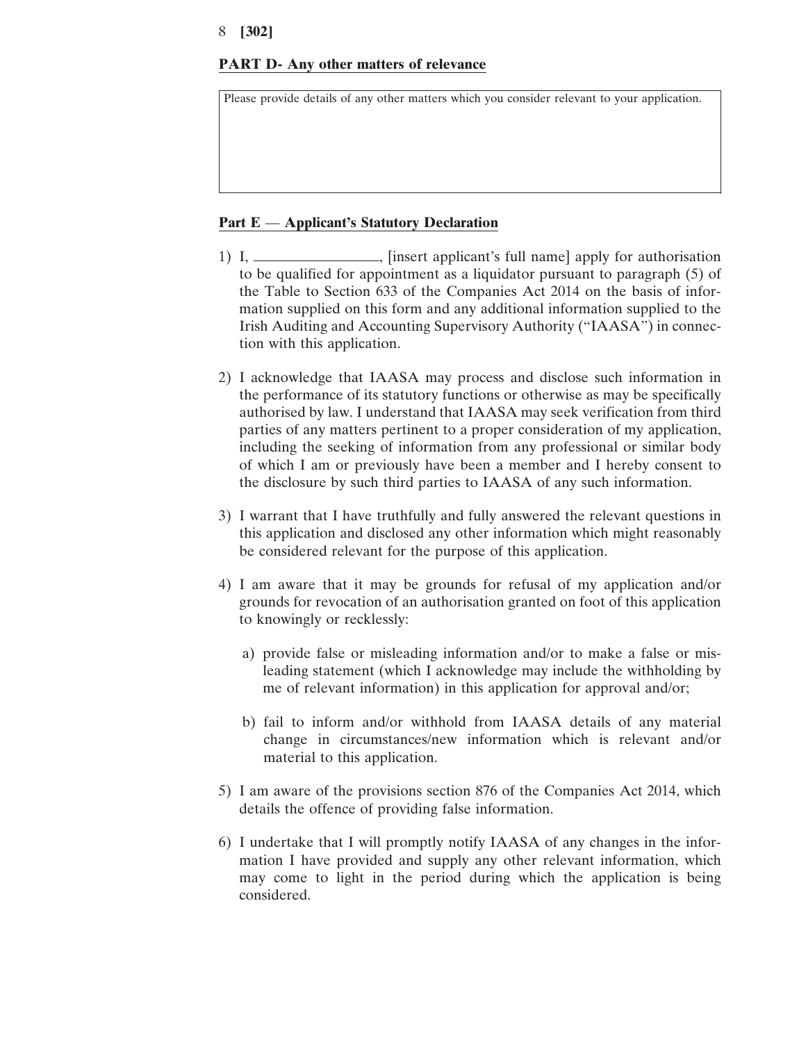## PART D- Any other matters of relevance

| Please provide details of any other matters which you consider relevant to your application. |
| --- |
| |

## Part E — Applicant's Statutory Declaration

1) I, \_\_\_\_\_\_\_\_\_\_\_\_\_\_\_\_, [insert applicant's full name] apply for authorisation to be qualified for appointment as a liquidator pursuant to paragraph (5) of the Table to Section 633 of the Companies Act 2014 on the basis of information supplied on this form and any additional information supplied to the Irish Auditing and Accounting Supervisory Authority ("IAASA") in connection with this application.

2) I acknowledge that IAASA may process and disclose such information in the performance of its statutory functions or otherwise as may be specifically authorised by law. I understand that IAASA may seek verification from third parties of any matters pertinent to a proper consideration of my application, including the seeking of information from any professional or similar body of which I am or previously have been a member and I hereby consent to the disclosure by such third parties to IAASA of any such information.

3) I warrant that I have truthfully and fully answered the relevant questions in this application and disclosed any other information which might reasonably be considered relevant for the purpose of this application.

4) I am aware that it may be grounds for refusal of my application and/or grounds for revocation of an authorisation granted on foot of this application to knowingly or recklessly:

   a) provide false or misleading information and/or to make a false or misleading statement (which I acknowledge may include the withholding by me of relevant information) in this application for approval and/or;

   b) fail to inform and/or withhold from IAASA details of any material change in circumstances/new information which is relevant and/or material to this application.

5) I am aware of the provisions section 876 of the Companies Act 2014, which details the offence of providing false information.

6) I undertake that I will promptly notify IAASA of any changes in the information I have provided and supply any other relevant information, which may come to light in the period during which the application is being considered.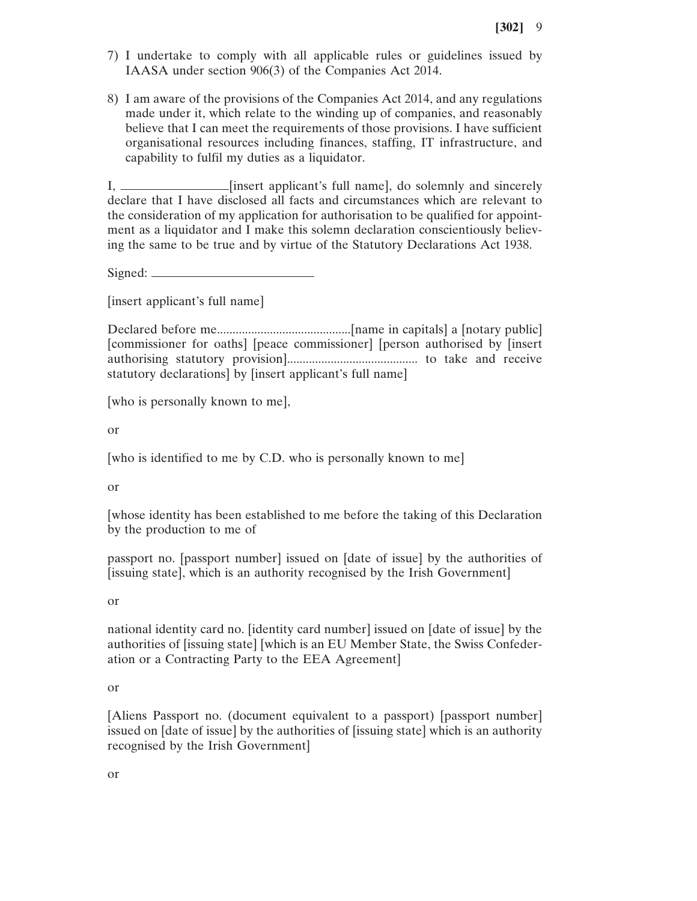7) I undertake to comply with all applicable rules or guidelines issued by IAASA under section 906(3) of the Companies Act 2014.

8) I am aware of the provisions of the Companies Act 2014, and any regulations made under it, which relate to the winding up of companies, and reasonably believe that I can meet the requirements of those provisions. I have sufficient organisational resources including finances, staffing, IT infrastructure, and capability to fulfil my duties as a liquidator.

I, ________________[insert applicant's full name], do solemnly and sincerely declare that I have disclosed all facts and circumstances which are relevant to the consideration of my application for authorisation to be qualified for appointment as a liquidator and I make this solemn declaration conscientiously believing the same to be true and by virtue of the Statutory Declarations Act 1938.

Signed: ________________________

[insert applicant's full name]

Declared before me..........................................[name in capitals] a [notary public] [commissioner for oaths] [peace commissioner] [person authorised by [insert authorising statutory provision]......................................... to take and receive statutory declarations] by [insert applicant's full name]

[who is personally known to me],

or

[who is identified to me by C.D. who is personally known to me]

or

[whose identity has been established to me before the taking of this Declaration by the production to me of

passport no. [passport number] issued on [date of issue] by the authorities of [issuing state], which is an authority recognised by the Irish Government]

or

national identity card no. [identity card number] issued on [date of issue] by the authorities of [issuing state] [which is an EU Member State, the Swiss Confederation or a Contracting Party to the EEA Agreement]

or

[Aliens Passport no. (document equivalent to a passport) [passport number] issued on [date of issue] by the authorities of [issuing state] which is an authority recognised by the Irish Government]

or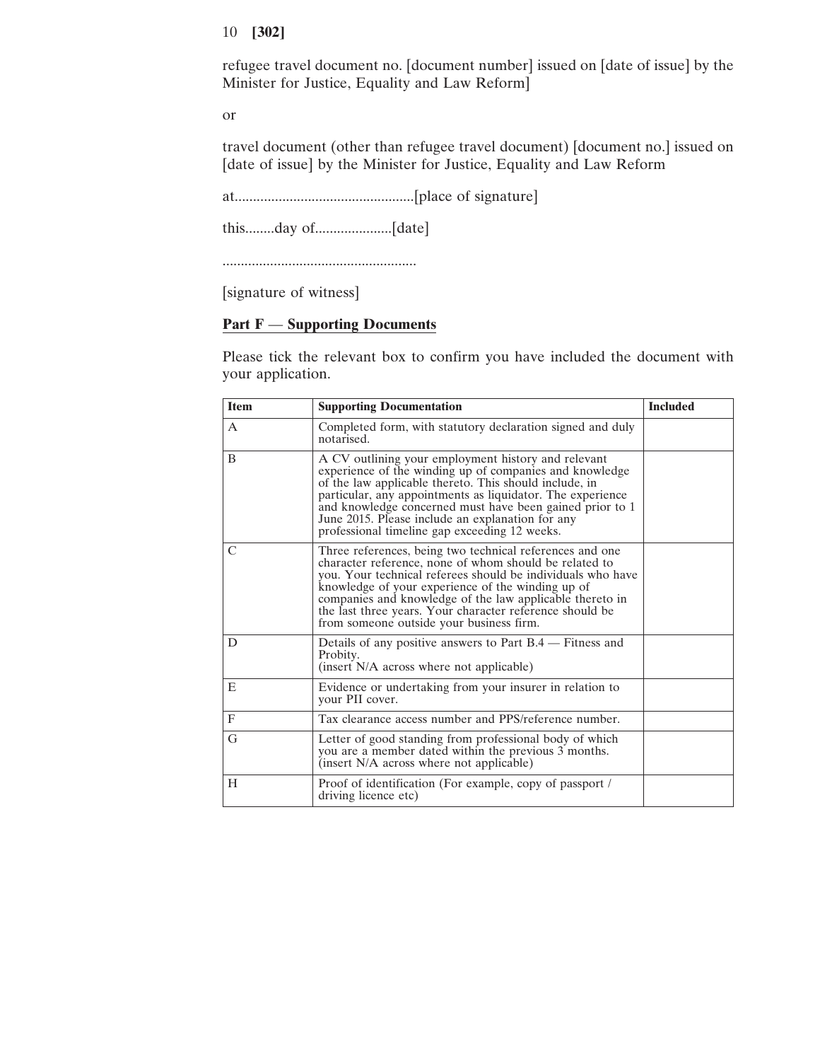refugee travel document no. [document number] issued on [date of issue] by the Minister for Justice, Equality and Law Reform]

or

travel document (other than refugee travel document) [document no.] issued on [date of issue] by the Minister for Justice, Equality and Law Reform

at................................................[place of signature]

this........day of.....................[date]

....................................................

[signature of witness]

**Part F — Supporting Documents**

Please tick the relevant box to confirm you have included the document with your application.

| Item | Supporting Documentation | Included |
|---|---|---|
| A | Completed form, with statutory declaration signed and duly notarised. | |
| B | A CV outlining your employment history and relevant experience of the winding up of companies and knowledge of the law applicable thereto. This should include, in particular, any appointments as liquidator. The experience and knowledge concerned must have been gained prior to 1 June 2015. Please include an explanation for any professional timeline gap exceeding 12 weeks. | |
| C | Three references, being two technical references and one character reference, none of whom should be related to you. Your technical referees should be individuals who have knowledge of your experience of the winding up of companies and knowledge of the law applicable thereto in the last three years. Your character reference should be from someone outside your business firm. | |
| D | Details of any positive answers to Part B.4 — Fitness and Probity. (insert N/A across where not applicable) | |
| E | Evidence or undertaking from your insurer in relation to your PII cover. | |
| F | Tax clearance access number and PPS/reference number. | |
| G | Letter of good standing from professional body of which you are a member dated within the previous 3 months. (insert N/A across where not applicable) | |
| H | Proof of identification (For example, copy of passport / driving licence etc) | |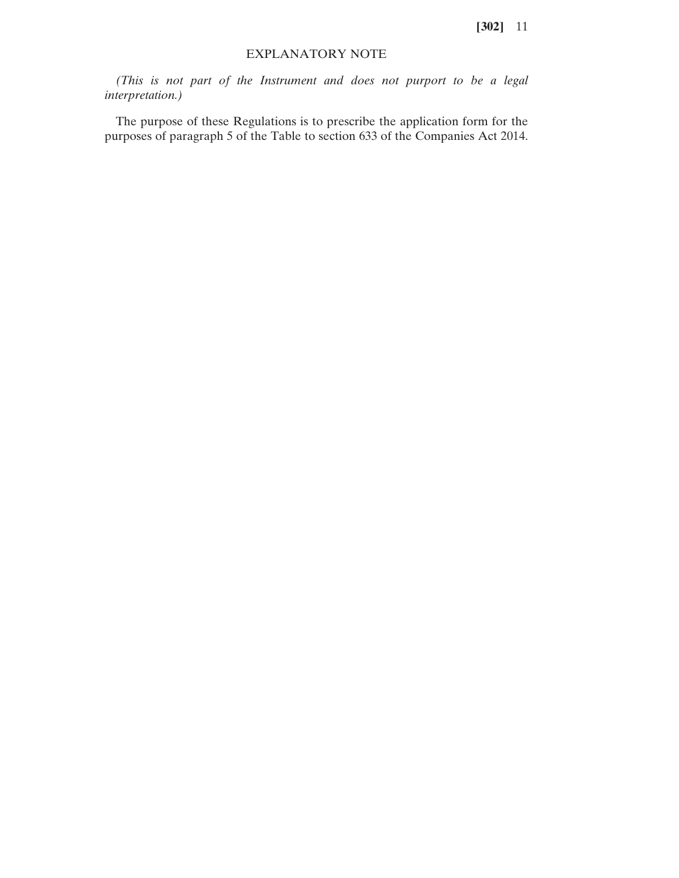## EXPLANATORY NOTE

*(This is not part of the Instrument and does not purport to be a legal interpretation.)*

The purpose of these Regulations is to prescribe the application form for the purposes of paragraph 5 of the Table to section 633 of the Companies Act 2014.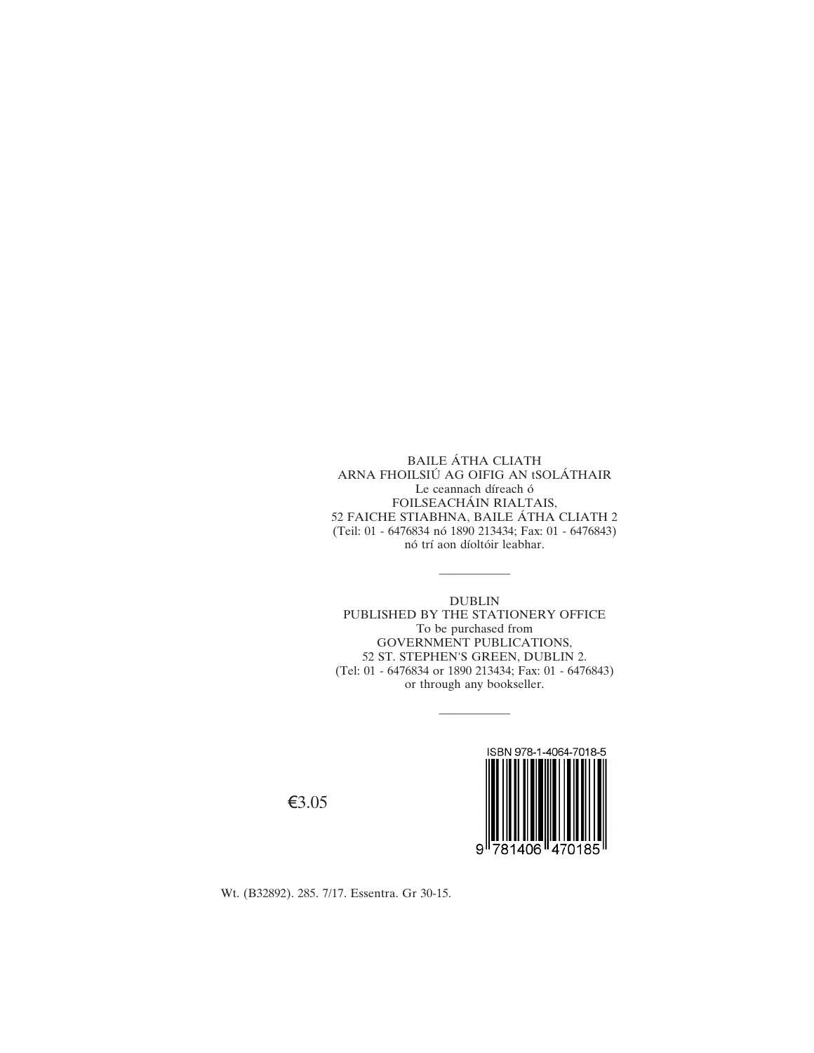BAILE ÁTHA CLIATH
ARNA FHOILSIÚ AG OIFIG AN tSOLÁTHAIR
Le ceannach díreach ó
FOILSEACHÁIN RIALTAIS,
52 FAICHE STIABHNA, BAILE ÁTHA CLIATH 2
(Teil: 01 - 6476834 nó 1890 213434; Fax: 01 - 6476843)
nó trí aon díoltóir leabhar.

---

DUBLIN
PUBLISHED BY THE STATIONERY OFFICE
To be purchased from
GOVERNMENT PUBLICATIONS,
52 ST. STEPHEN'S GREEN, DUBLIN 2.
(Tel: 01 - 6476834 or 1890 213434; Fax: 01 - 6476843)
or through any bookseller.

---

ISBN 978-1-4064-7018-5

9 781406 470185

€3.05

Wt. (B32892). 285. 7/17. Essentra. Gr 30-15.